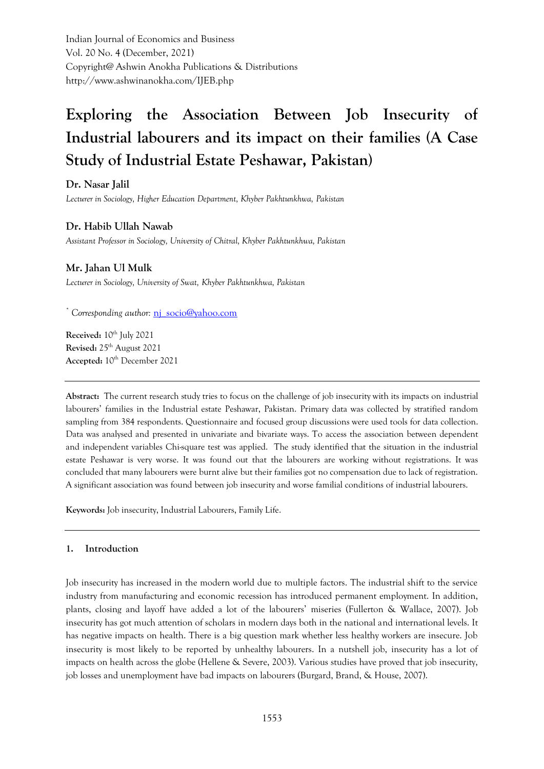# Exploring the Association Between Job Insecurity of Industrial labourers and its impact on their families (A Case Study of Industrial Estate Peshawar, Pakistan)

**Dr. Nasar Jalil**

*Lecturer in Sociology, Higher Education Department, Khyber Pakhtunkhwa, Pakistan*

**Dr. Habib Ullah Nawab**

*Assistant Professor in Sociology, University of Chitral, Khyber Pakhtunkhwa, Pakistan*

**Mr. Jahan Ul Mulk**

*Lecturer in Sociology, University of Swat, Khyber Pakhtunkhwa, Pakistan*

[*] *Corresponding author:* nj_socio@yahoo.com

**Received:** 10th July 2021
**Revised:** 25th August 2021
**Accepted:** 10th December 2021

---

**Abstract:** The current research study tries to focus on the challenge of job insecurity with its impacts on industrial labourers' families in the Industrial estate Peshawar, Pakistan. Primary data was collected by stratified random sampling from 384 respondents. Questionnaire and focused group discussions were used tools for data collection. Data was analysed and presented in univariate and bivariate ways. To access the association between dependent and independent variables Chi-square test was applied. The study identified that the situation in the industrial estate Peshawar is very worse. It was found out that the labourers are working without registrations. It was concluded that many labourers were burnt alive but their families got no compensation due to lack of registration. A significant association was found between job insecurity and worse familial conditions of industrial labourers.

**Keywords:** Job insecurity, Industrial Labourers, Family Life.

---

## 1. Introduction

Job insecurity has increased in the modern world due to multiple factors. The industrial shift to the service industry from manufacturing and economic recession has introduced permanent employment. In addition, plants, closing and layoff have added a lot of the labourers' miseries (Fullerton & Wallace, 2007). Job insecurity has got much attention of scholars in modern days both in the national and international levels. It has negative impacts on health. There is a big question mark whether less healthy workers are insecure. Job insecurity is most likely to be reported by unhealthy labourers. In a nutshell job, insecurity has a lot of impacts on health across the globe (Hellene & Severe, 2003). Various studies have proved that job insecurity, job losses and unemployment have bad impacts on labourers (Burgard, Brand, & House, 2007).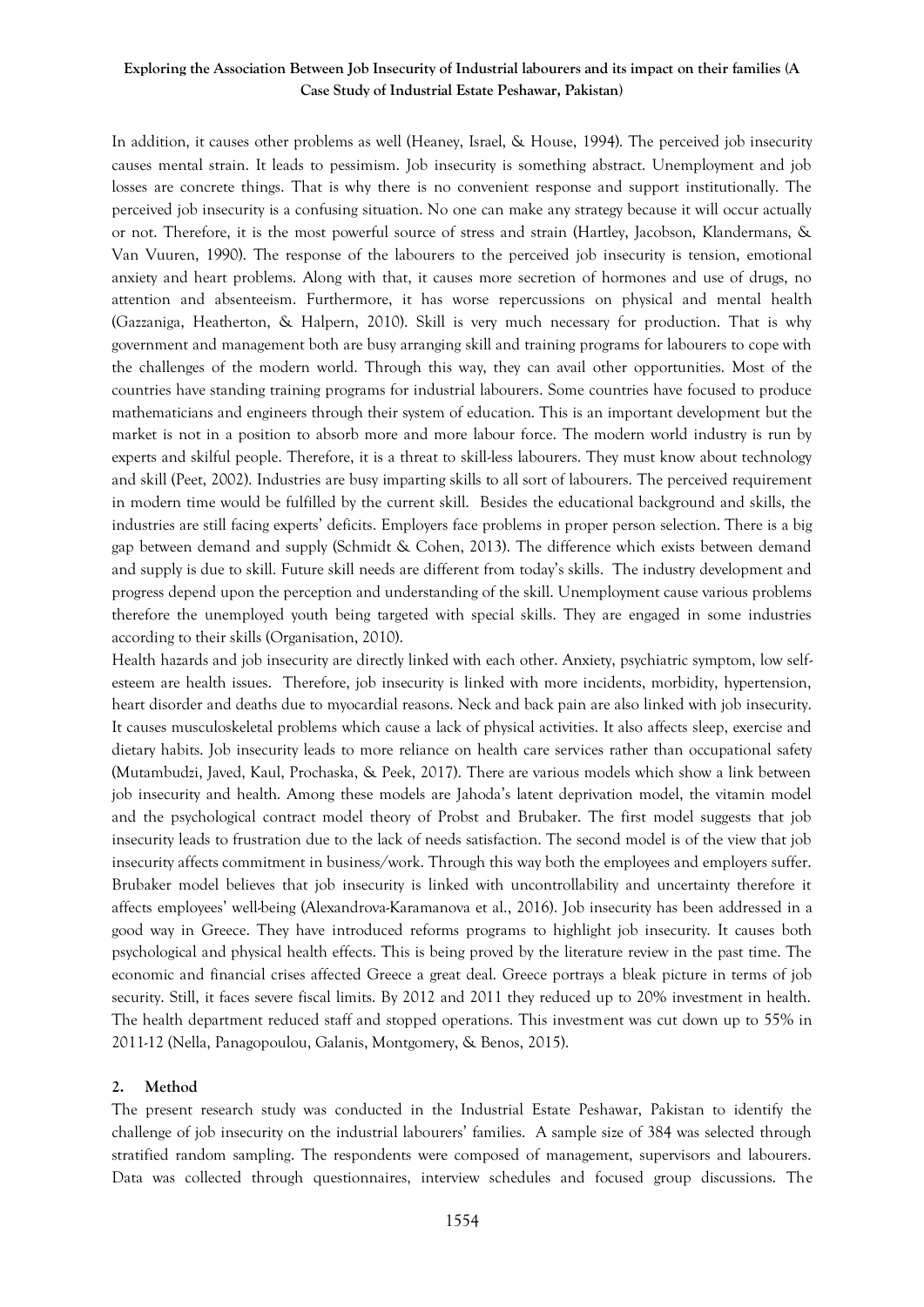In addition, it causes other problems as well (Heaney, Israel, & House, 1994). The perceived job insecurity causes mental strain. It leads to pessimism. Job insecurity is something abstract. Unemployment and job losses are concrete things. That is why there is no convenient response and support institutionally. The perceived job insecurity is a confusing situation. No one can make any strategy because it will occur actually or not. Therefore, it is the most powerful source of stress and strain (Hartley, Jacobson, Klandermans, & Van Vuuren, 1990). The response of the labourers to the perceived job insecurity is tension, emotional anxiety and heart problems. Along with that, it causes more secretion of hormones and use of drugs, no attention and absenteeism. Furthermore, it has worse repercussions on physical and mental health (Gazzaniga, Heatherton, & Halpern, 2010). Skill is very much necessary for production. That is why government and management both are busy arranging skill and training programs for labourers to cope with the challenges of the modern world. Through this way, they can avail other opportunities. Most of the countries have standing training programs for industrial labourers. Some countries have focused to produce mathematicians and engineers through their system of education. This is an important development but the market is not in a position to absorb more and more labour force. The modern world industry is run by experts and skilful people. Therefore, it is a threat to skill-less labourers. They must know about technology and skill (Peet, 2002). Industries are busy imparting skills to all sort of labourers. The perceived requirement in modern time would be fulfilled by the current skill. Besides the educational background and skills, the industries are still facing experts' deficits. Employers face problems in proper person selection. There is a big gap between demand and supply (Schmidt & Cohen, 2013). The difference which exists between demand and supply is due to skill. Future skill needs are different from today's skills. The industry development and progress depend upon the perception and understanding of the skill. Unemployment cause various problems therefore the unemployed youth being targeted with special skills. They are engaged in some industries according to their skills (Organisation, 2010).

Health hazards and job insecurity are directly linked with each other. Anxiety, psychiatric symptom, low self-esteem are health issues. Therefore, job insecurity is linked with more incidents, morbidity, hypertension, heart disorder and deaths due to myocardial reasons. Neck and back pain are also linked with job insecurity. It causes musculoskeletal problems which cause a lack of physical activities. It also affects sleep, exercise and dietary habits. Job insecurity leads to more reliance on health care services rather than occupational safety (Mutambudzi, Javed, Kaul, Prochaska, & Peek, 2017). There are various models which show a link between job insecurity and health. Among these models are Jahoda's latent deprivation model, the vitamin model and the psychological contract model theory of Probst and Brubaker. The first model suggests that job insecurity leads to frustration due to the lack of needs satisfaction. The second model is of the view that job insecurity affects commitment in business/work. Through this way both the employees and employers suffer. Brubaker model believes that job insecurity is linked with uncontrollability and uncertainty therefore it affects employees' well-being (Alexandrova-Karamanova et al., 2016). Job insecurity has been addressed in a good way in Greece. They have introduced reforms programs to highlight job insecurity. It causes both psychological and physical health effects. This is being proved by the literature review in the past time. The economic and financial crises affected Greece a great deal. Greece portrays a bleak picture in terms of job security. Still, it faces severe fiscal limits. By 2012 and 2011 they reduced up to 20% investment in health. The health department reduced staff and stopped operations. This investment was cut down up to 55% in 2011-12 (Nella, Panagopoulou, Galanis, Montgomery, & Benos, 2015).

## 2. Method

The present research study was conducted in the Industrial Estate Peshawar, Pakistan to identify the challenge of job insecurity on the industrial labourers' families. A sample size of 384 was selected through stratified random sampling. The respondents were composed of management, supervisors and labourers. Data was collected through questionnaires, interview schedules and focused group discussions. The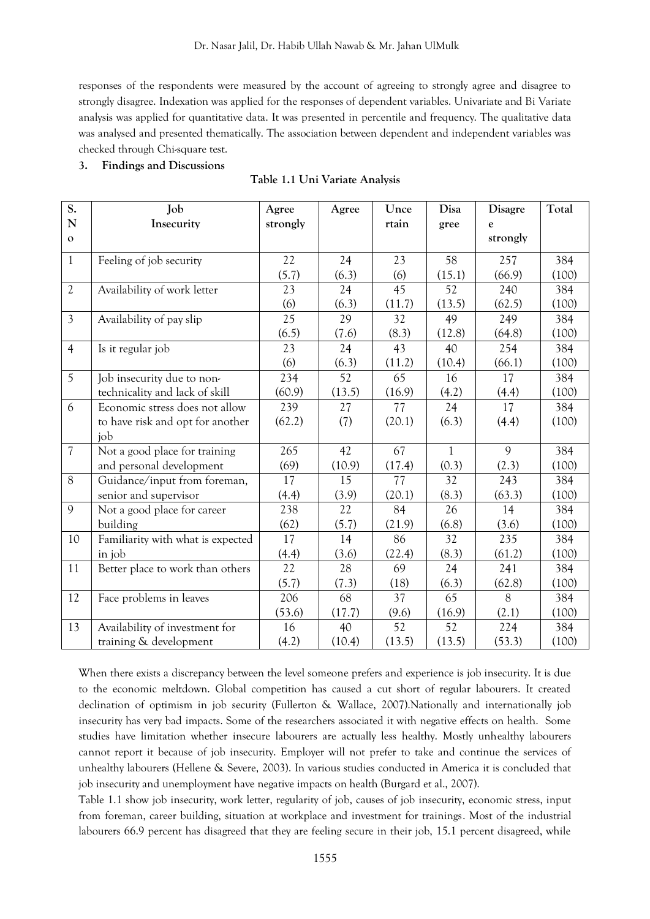responses of the respondents were measured by the account of agreeing to strongly agree and disagree to strongly disagree. Indexation was applied for the responses of dependent variables. Univariate and Bi Variate analysis was applied for quantitative data. It was presented in percentile and frequency. The qualitative data was analysed and presented thematically. The association between dependent and independent variables was checked through Chi-square test.

## 3. Findings and Discussions

**Table 1.1 Uni Variate Analysis**

| S. No | Job Insecurity | Agree strongly | Agree | Uncertain | Disagree | Disagree strongly | Total |
|---|---|---|---|---|---|---|---|
| 1 | Feeling of job security | 22 (5.7) | 24 (6.3) | 23 (6) | 58 (15.1) | 257 (66.9) | 384 (100) |
| 2 | Availability of work letter | 23 (6) | 24 (6.3) | 45 (11.7) | 52 (13.5) | 240 (62.5) | 384 (100) |
| 3 | Availability of pay slip | 25 (6.5) | 29 (7.6) | 32 (8.3) | 49 (12.8) | 249 (64.8) | 384 (100) |
| 4 | Is it regular job | 23 (6) | 24 (6.3) | 43 (11.2) | 40 (10.4) | 254 (66.1) | 384 (100) |
| 5 | Job insecurity due to non-technicality and lack of skill | 234 (60.9) | 52 (13.5) | 65 (16.9) | 16 (4.2) | 17 (4.4) | 384 (100) |
| 6 | Economic stress does not allow to have risk and opt for another job | 239 (62.2) | 27 (7) | 77 (20.1) | 24 (6.3) | 17 (4.4) | 384 (100) |
| 7 | Not a good place for training and personal development | 265 (69) | 42 (10.9) | 67 (17.4) | 1 (0.3) | 9 (2.3) | 384 (100) |
| 8 | Guidance/input from foreman, senior and supervisor | 17 (4.4) | 15 (3.9) | 77 (20.1) | 32 (8.3) | 243 (63.3) | 384 (100) |
| 9 | Not a good place for career building | 238 (62) | 22 (5.7) | 84 (21.9) | 26 (6.8) | 14 (3.6) | 384 (100) |
| 10 | Familiarity with what is expected in job | 17 (4.4) | 14 (3.6) | 86 (22.4) | 32 (8.3) | 235 (61.2) | 384 (100) |
| 11 | Better place to work than others | 22 (5.7) | 28 (7.3) | 69 (18) | 24 (6.3) | 241 (62.8) | 384 (100) |
| 12 | Face problems in leaves | 206 (53.6) | 68 (17.7) | 37 (9.6) | 65 (16.9) | 8 (2.1) | 384 (100) |
| 13 | Availability of investment for training & development | 16 (4.2) | 40 (10.4) | 52 (13.5) | 52 (13.5) | 224 (53.3) | 384 (100) |

When there exists a discrepancy between the level someone prefers and experience is job insecurity. It is due to the economic meltdown. Global competition has caused a cut short of regular labourers. It created declination of optimism in job security (Fullerton & Wallace, 2007).Nationally and internationally job insecurity has very bad impacts. Some of the researchers associated it with negative effects on health. Some studies have limitation whether insecure labourers are actually less healthy. Mostly unhealthy labourers cannot report it because of job insecurity. Employer will not prefer to take and continue the services of unhealthy labourers (Hellene & Severe, 2003). In various studies conducted in America it is concluded that job insecurity and unemployment have negative impacts on health (Burgard et al., 2007).

Table 1.1 show job insecurity, work letter, regularity of job, causes of job insecurity, economic stress, input from foreman, career building, situation at workplace and investment for trainings. Most of the industrial labourers 66.9 percent has disagreed that they are feeling secure in their job, 15.1 percent disagreed, while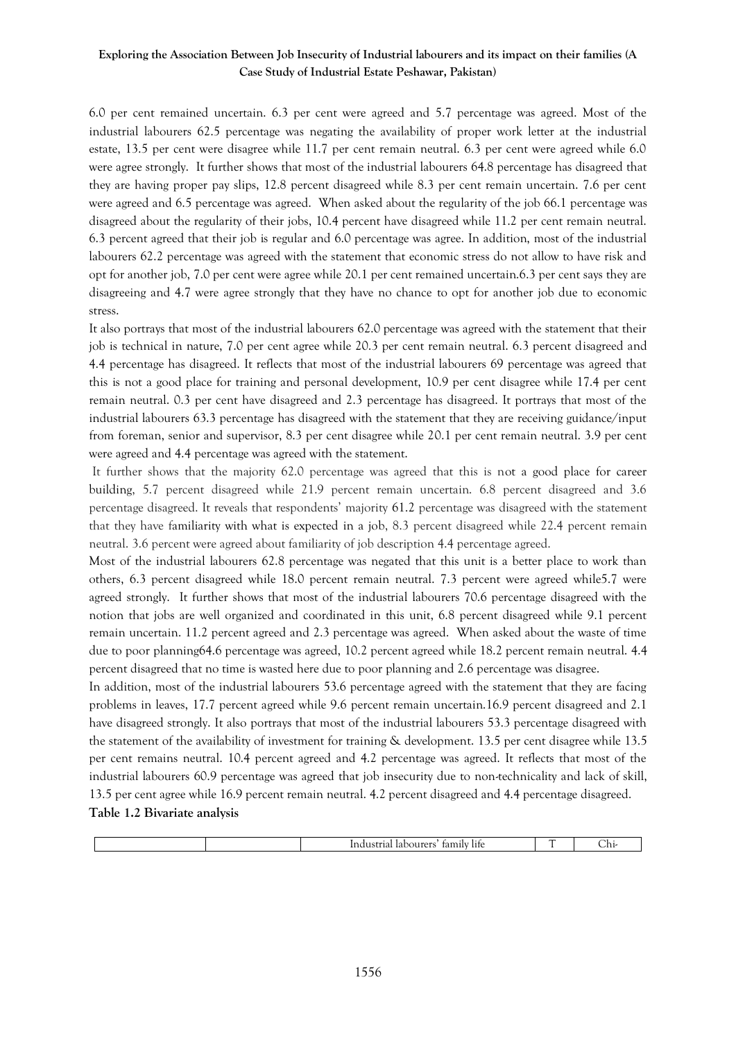6.0 per cent remained uncertain. 6.3 per cent were agreed and 5.7 percentage was agreed. Most of the industrial labourers 62.5 percentage was negating the availability of proper work letter at the industrial estate, 13.5 per cent were disagree while 11.7 per cent remain neutral. 6.3 per cent were agreed while 6.0 were agree strongly. It further shows that most of the industrial labourers 64.8 percentage has disagreed that they are having proper pay slips, 12.8 percent disagreed while 8.3 per cent remain uncertain. 7.6 per cent were agreed and 6.5 percentage was agreed. When asked about the regularity of the job 66.1 percentage was disagreed about the regularity of their jobs, 10.4 percent have disagreed while 11.2 per cent remain neutral. 6.3 percent agreed that their job is regular and 6.0 percentage was agree. In addition, most of the industrial labourers 62.2 percentage was agreed with the statement that economic stress do not allow to have risk and opt for another job, 7.0 per cent were agree while 20.1 per cent remained uncertain.6.3 per cent says they are disagreeing and 4.7 were agree strongly that they have no chance to opt for another job due to economic stress.

It also portrays that most of the industrial labourers 62.0 percentage was agreed with the statement that their job is technical in nature, 7.0 per cent agree while 20.3 per cent remain neutral. 6.3 percent disagreed and 4.4 percentage has disagreed. It reflects that most of the industrial labourers 69 percentage was agreed that this is not a good place for training and personal development, 10.9 per cent disagree while 17.4 per cent remain neutral. 0.3 per cent have disagreed and 2.3 percentage has disagreed. It portrays that most of the industrial labourers 63.3 percentage has disagreed with the statement that they are receiving guidance/input from foreman, senior and supervisor, 8.3 per cent disagree while 20.1 per cent remain neutral. 3.9 per cent were agreed and 4.4 percentage was agreed with the statement.

It further shows that the majority 62.0 percentage was agreed that this is not a good place for career building, 5.7 percent disagreed while 21.9 percent remain uncertain. 6.8 percent disagreed and 3.6 percentage disagreed. It reveals that respondents' majority 61.2 percentage was disagreed with the statement that they have familiarity with what is expected in a job, 8.3 percent disagreed while 22.4 percent remain neutral. 3.6 percent were agreed about familiarity of job description 4.4 percentage agreed.

Most of the industrial labourers 62.8 percentage was negated that this unit is a better place to work than others, 6.3 percent disagreed while 18.0 percent remain neutral. 7.3 percent were agreed while5.7 were agreed strongly. It further shows that most of the industrial labourers 70.6 percentage disagreed with the notion that jobs are well organized and coordinated in this unit, 6.8 percent disagreed while 9.1 percent remain uncertain. 11.2 percent agreed and 2.3 percentage was agreed. When asked about the waste of time due to poor planning64.6 percentage was agreed, 10.2 percent agreed while 18.2 percent remain neutral. 4.4 percent disagreed that no time is wasted here due to poor planning and 2.6 percentage was disagree.

In addition, most of the industrial labourers 53.6 percentage agreed with the statement that they are facing problems in leaves, 17.7 percent agreed while 9.6 percent remain uncertain.16.9 percent disagreed and 2.1 have disagreed strongly. It also portrays that most of the industrial labourers 53.3 percentage disagreed with the statement of the availability of investment for training & development. 13.5 per cent disagree while 13.5 per cent remains neutral. 10.4 percent agreed and 4.2 percentage was agreed. It reflects that most of the industrial labourers 60.9 percentage was agreed that job insecurity due to non-technicality and lack of skill, 13.5 per cent agree while 16.9 percent remain neutral. 4.2 percent disagreed and 4.4 percentage disagreed.

**Table 1.2 Bivariate analysis**

| | | Industrial labourers' family life | T | Chi- |
|---|---|---|---|---|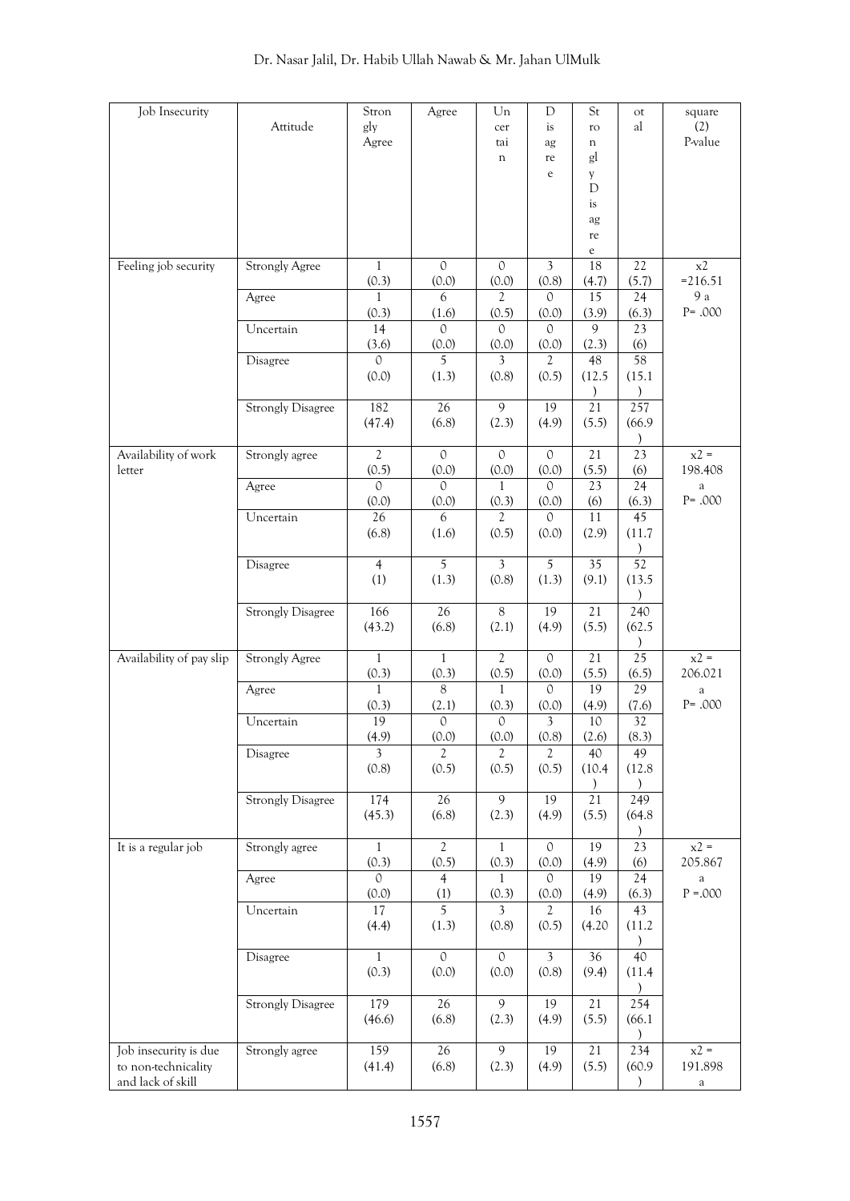| Job Insecurity | Attitude | Strongly Agree | Agree | Uncertain | Disagree | Strongly Disagree | otal | square (2) P-value |
|---|---|---|---|---|---|---|---|---|
| Feeling job security | Strongly Agree | 1 (0.3) | 0 (0.0) | 0 (0.0) | 3 (0.8) | 18 (4.7) | 22 (5.7) | x2 =216.519 a P= .000 |
| | Agree | 1 (0.3) | 6 (1.6) | 2 (0.5) | 0 (0.0) | 15 (3.9) | 24 (6.3) | |
| | Uncertain | 14 (3.6) | 0 (0.0) | 0 (0.0) | 0 (0.0) | 9 (2.3) | 23 (6) | |
| | Disagree | 0 (0.0) | 5 (1.3) | 3 (0.8) | 2 (0.5) | 48 (12.5) | 58 (15.1) | |
| | Strongly Disagree | 182 (47.4) | 26 (6.8) | 9 (2.3) | 19 (4.9) | 21 (5.5) | 257 (66.9) | |
| Availability of work letter | Strongly agree | 2 (0.5) | 0 (0.0) | 0 (0.0) | 0 (0.0) | 21 (5.5) | 23 (6) | x2 = 198.408 a P= .000 |
| | Agree | 0 (0.0) | 0 (0.0) | 1 (0.3) | 0 (0.0) | 23 (6) | 24 (6.3) | |
| | Uncertain | 26 (6.8) | 6 (1.6) | 2 (0.5) | 0 (0.0) | 11 (2.9) | 45 (11.7) | |
| | Disagree | 4 (1) | 5 (1.3) | 3 (0.8) | 5 (1.3) | 35 (9.1) | 52 (13.5) | |
| | Strongly Disagree | 166 (43.2) | 26 (6.8) | 8 (2.1) | 19 (4.9) | 21 (5.5) | 240 (62.5) | |
| Availability of pay slip | Strongly Agree | 1 (0.3) | 1 (0.3) | 2 (0.5) | 0 (0.0) | 21 (5.5) | 25 (6.5) | x2 = 206.021 a P= .000 |
| | Agree | 1 (0.3) | 8 (2.1) | 1 (0.3) | 0 (0.0) | 19 (4.9) | 29 (7.6) | |
| | Uncertain | 19 (4.9) | 0 (0.0) | 0 (0.0) | 3 (0.8) | 10 (2.6) | 32 (8.3) | |
| | Disagree | 3 (0.8) | 2 (0.5) | 2 (0.5) | 2 (0.5) | 40 (10.4) | 49 (12.8) | |
| | Strongly Disagree | 174 (45.3) | 26 (6.8) | 9 (2.3) | 19 (4.9) | 21 (5.5) | 249 (64.8) | |
| It is a regular job | Strongly agree | 1 (0.3) | 2 (0.5) | 1 (0.3) | 0 (0.0) | 19 (4.9) | 23 (6) | x2 = 205.867 a P =.000 |
| | Agree | 0 (0.0) | 4 (1) | 1 (0.3) | 0 (0.0) | 19 (4.9) | 24 (6.3) | |
| | Uncertain | 17 (4.4) | 5 (1.3) | 3 (0.8) | 2 (0.5) | 16 (4.20 | 43 (11.2) | |
| | Disagree | 1 (0.3) | 0 (0.0) | 0 (0.0) | 3 (0.8) | 36 (9.4) | 40 (11.4) | |
| | Strongly Disagree | 179 (46.6) | 26 (6.8) | 9 (2.3) | 19 (4.9) | 21 (5.5) | 254 (66.1) | |
| Job insecurity is due to non-technicality and lack of skill | Strongly agree | 159 (41.4) | 26 (6.8) | 9 (2.3) | 19 (4.9) | 21 (5.5) | 234 (60.9) | x2 = 191.898 a |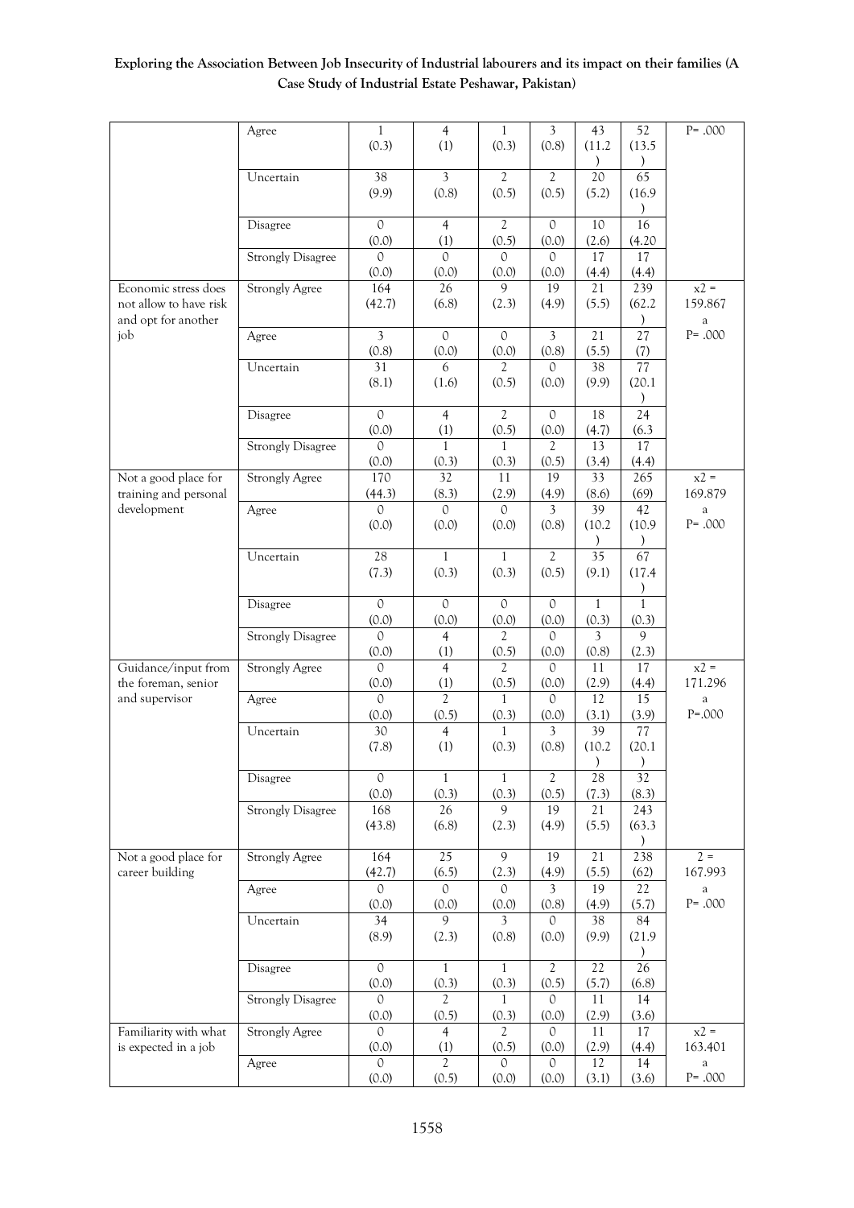| | Agree | 1 (0.3) | 4 (1) | 1 (0.3) | 3 (0.8) | 43 (11.2) | 52 (13.5) | P= .000 |
|---|---|---|---|---|---|---|---|---|
| | Uncertain | 38 (9.9) | 3 (0.8) | 2 (0.5) | 2 (0.5) | 20 (5.2) | 65 (16.9) | |
| | Disagree | 0 (0.0) | 4 (1) | 2 (0.5) | 0 (0.0) | 10 (2.6) | 16 (4.20 | |
| | Strongly Disagree | 0 (0.0) | 0 (0.0) | 0 (0.0) | 0 (0.0) | 17 (4.4) | 17 (4.4) | |
| Economic stress does not allow to have risk and opt for another job | Strongly Agree | 164 (42.7) | 26 (6.8) | 9 (2.3) | 19 (4.9) | 21 (5.5) | 239 (62.2) | x2 = 159.867 a |
| | Agree | 3 (0.8) | 0 (0.0) | 0 (0.0) | 3 (0.8) | 21 (5.5) | 27 (7) | P= .000 |
| | Uncertain | 31 (8.1) | 6 (1.6) | 2 (0.5) | 0 (0.0) | 38 (9.9) | 77 (20.1) | |
| | Disagree | 0 (0.0) | 4 (1) | 2 (0.5) | 0 (0.0) | 18 (4.7) | 24 (6.3 | |
| | Strongly Disagree | 0 (0.0) | 1 (0.3) | 1 (0.3) | 2 (0.5) | 13 (3.4) | 17 (4.4) | |
| Not a good place for training and personal development | Strongly Agree | 170 (44.3) | 32 (8.3) | 11 (2.9) | 19 (4.9) | 33 (8.6) | 265 (69) | x2 = 169.879 a |
| | Agree | 0 (0.0) | 0 (0.0) | 0 (0.0) | 3 (0.8) | 39 (10.2) | 42 (10.9) | P= .000 |
| | Uncertain | 28 (7.3) | 1 (0.3) | 1 (0.3) | 2 (0.5) | 35 (9.1) | 67 (17.4) | |
| | Disagree | 0 (0.0) | 0 (0.0) | 0 (0.0) | 0 (0.0) | 1 (0.3) | 1 (0.3) | |
| | Strongly Disagree | 0 (0.0) | 4 (1) | 2 (0.5) | 0 (0.0) | 3 (0.8) | 9 (2.3) | |
| Guidance/input from the foreman, senior and supervisor | Strongly Agree | 0 (0.0) | 4 (1) | 2 (0.5) | 0 (0.0) | 11 (2.9) | 17 (4.4) | x2 = 171.296 a |
| | Agree | 0 (0.0) | 2 (0.5) | 1 (0.3) | 0 (0.0) | 12 (3.1) | 15 (3.9) | P=.000 |
| | Uncertain | 30 (7.8) | 4 (1) | 1 (0.3) | 3 (0.8) | 39 (10.2) | 77 (20.1) | |
| | Disagree | 0 (0.0) | 1 (0.3) | 1 (0.3) | 2 (0.5) | 28 (7.3) | 32 (8.3) | |
| | Strongly Disagree | 168 (43.8) | 26 (6.8) | 9 (2.3) | 19 (4.9) | 21 (5.5) | 243 (63.3) | |
| Not a good place for career building | Strongly Agree | 164 (42.7) | 25 (6.5) | 9 (2.3) | 19 (4.9) | 21 (5.5) | 238 (62) | 2 = 167.993 a |
| | Agree | 0 (0.0) | 0 (0.0) | 0 (0.0) | 3 (0.8) | 19 (4.9) | 22 (5.7) | P= .000 |
| | Uncertain | 34 (8.9) | 9 (2.3) | 3 (0.8) | 0 (0.0) | 38 (9.9) | 84 (21.9) | |
| | Disagree | 0 (0.0) | 1 (0.3) | 1 (0.3) | 2 (0.5) | 22 (5.7) | 26 (6.8) | |
| | Strongly Disagree | 0 (0.0) | 2 (0.5) | 1 (0.3) | 0 (0.0) | 11 (2.9) | 14 (3.6) | |
| Familiarity with what is expected in a job | Strongly Agree | 0 (0.0) | 4 (1) | 2 (0.5) | 0 (0.0) | 11 (2.9) | 17 (4.4) | x2 = 163.401 a |
| | Agree | 0 (0.0) | 2 (0.5) | 0 (0.0) | 0 (0.0) | 12 (3.1) | 14 (3.6) | P= .000 |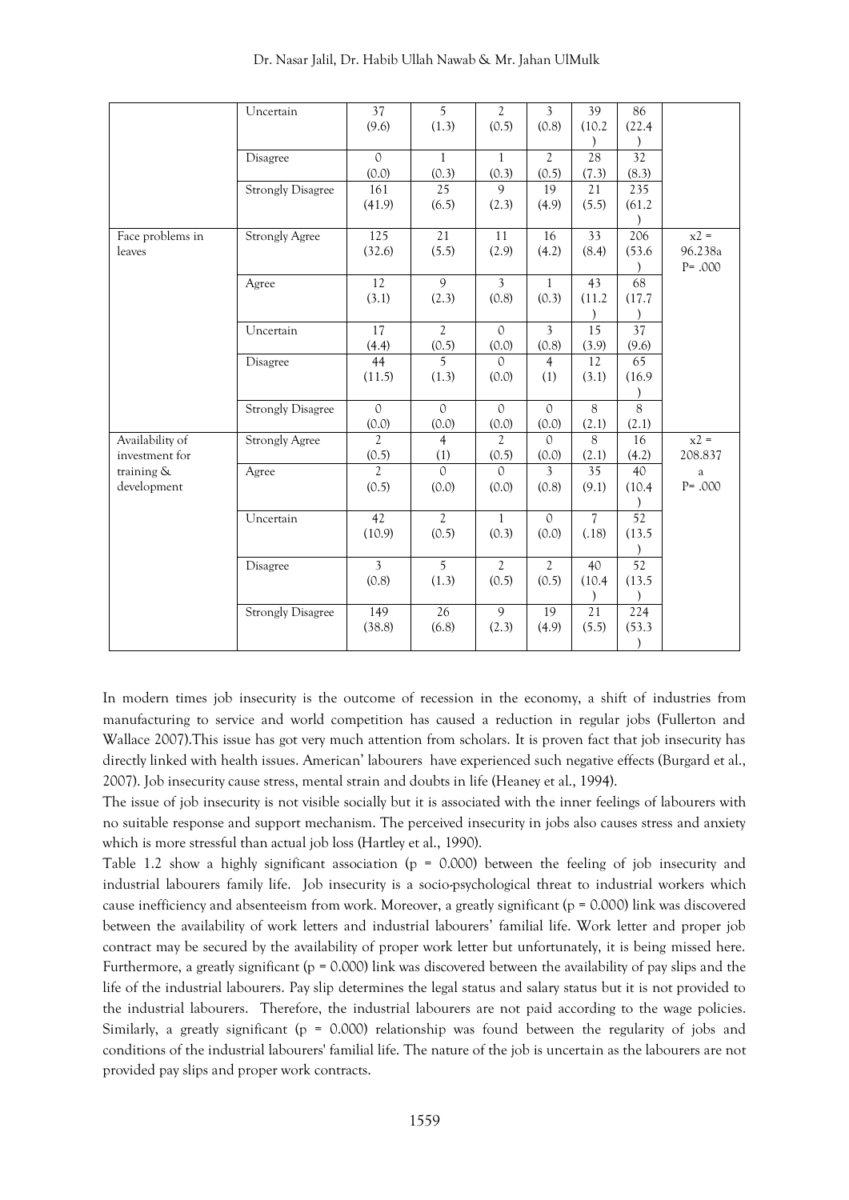| | Uncertain | 37 (9.6) | 5 (1.3) | 2 (0.5) | 3 (0.8) | 39 (10.2) | 86 (22.4) | |
|---|---|---|---|---|---|---|---|---|
| | Disagree | 0 (0.0) | 1 (0.3) | 1 (0.3) | 2 (0.5) | 28 (7.3) | 32 (8.3) | |
| | Strongly Disagree | 161 (41.9) | 25 (6.5) | 9 (2.3) | 19 (4.9) | 21 (5.5) | 235 (61.2) | |
| Face problems in leaves | Strongly Agree | 125 (32.6) | 21 (5.5) | 11 (2.9) | 16 (4.2) | 33 (8.4) | 206 (53.6) | x2 = 96.238a P= .000 |
| | Agree | 12 (3.1) | 9 (2.3) | 3 (0.8) | 1 (0.3) | 43 (11.2) | 68 (17.7) | |
| | Uncertain | 17 (4.4) | 2 (0.5) | 0 (0.0) | 3 (0.8) | 15 (3.9) | 37 (9.6) | |
| | Disagree | 44 (11.5) | 5 (1.3) | 0 (0.0) | 4 (1) | 12 (3.1) | 65 (16.9) | |
| | Strongly Disagree | 0 (0.0) | 0 (0.0) | 0 (0.0) | 0 (0.0) | 8 (2.1) | 8 (2.1) | |
| Availability of investment for training & development | Strongly Agree | 2 (0.5) | 4 (1) | 2 (0.5) | 0 (0.0) | 8 (2.1) | 16 (4.2) | x2 = 208.837 a P= .000 |
| | Agree | 2 (0.5) | 0 (0.0) | 0 (0.0) | 3 (0.8) | 35 (9.1) | 40 (10.4) | |
| | Uncertain | 42 (10.9) | 2 (0.5) | 1 (0.3) | 0 (0.0) | 7 (.18) | 52 (13.5) | |
| | Disagree | 3 (0.8) | 5 (1.3) | 2 (0.5) | 2 (0.5) | 40 (10.4) | 52 (13.5) | |
| | Strongly Disagree | 149 (38.8) | 26 (6.8) | 9 (2.3) | 19 (4.9) | 21 (5.5) | 224 (53.3) | |

In modern times job insecurity is the outcome of recession in the economy, a shift of industries from manufacturing to service and world competition has caused a reduction in regular jobs (Fullerton and Wallace 2007).This issue has got very much attention from scholars. It is proven fact that job insecurity has directly linked with health issues. American' labourers have experienced such negative effects (Burgard et al., 2007). Job insecurity cause stress, mental strain and doubts in life (Heaney et al., 1994).

The issue of job insecurity is not visible socially but it is associated with the inner feelings of labourers with no suitable response and support mechanism. The perceived insecurity in jobs also causes stress and anxiety which is more stressful than actual job loss (Hartley et al., 1990).

Table 1.2 show a highly significant association (p = 0.000) between the feeling of job insecurity and industrial labourers family life. Job insecurity is a socio-psychological threat to industrial workers which cause inefficiency and absenteeism from work. Moreover, a greatly significant (p = 0.000) link was discovered between the availability of work letters and industrial labourers' familial life. Work letter and proper job contract may be secured by the availability of proper work letter but unfortunately, it is being missed here. Furthermore, a greatly significant (p = 0.000) link was discovered between the availability of pay slips and the life of the industrial labourers. Pay slip determines the legal status and salary status but it is not provided to the industrial labourers. Therefore, the industrial labourers are not paid according to the wage policies. Similarly, a greatly significant (p = 0.000) relationship was found between the regularity of jobs and conditions of the industrial labourers' familial life. The nature of the job is uncertain as the labourers are not provided pay slips and proper work contracts.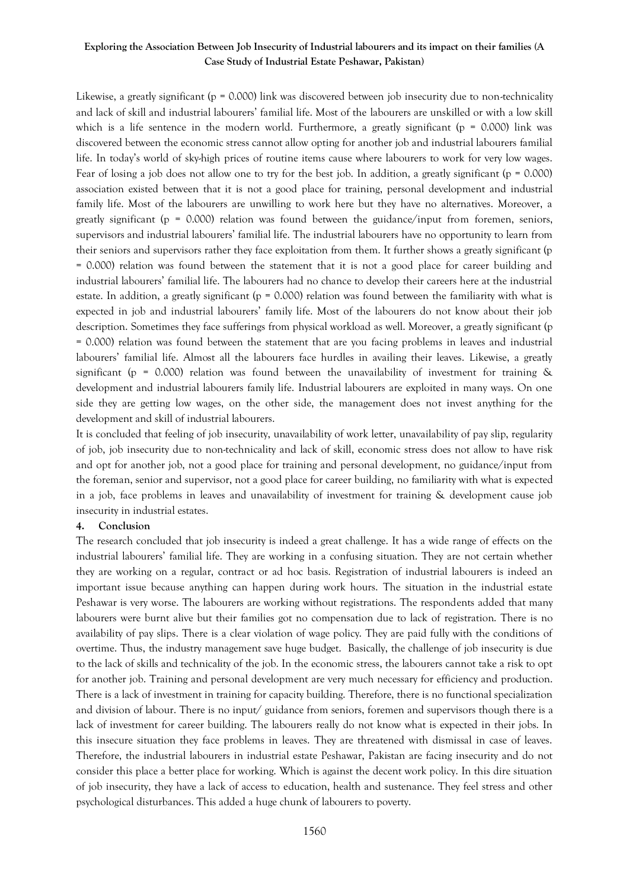Likewise, a greatly significant (p = 0.000) link was discovered between job insecurity due to non-technicality and lack of skill and industrial labourers' familial life. Most of the labourers are unskilled or with a low skill which is a life sentence in the modern world. Furthermore, a greatly significant (p = 0.000) link was discovered between the economic stress cannot allow opting for another job and industrial labourers familial life. In today's world of sky-high prices of routine items cause where labourers to work for very low wages. Fear of losing a job does not allow one to try for the best job. In addition, a greatly significant (p = 0.000) association existed between that it is not a good place for training, personal development and industrial family life. Most of the labourers are unwilling to work here but they have no alternatives. Moreover, a greatly significant (p = 0.000) relation was found between the guidance/input from foremen, seniors, supervisors and industrial labourers' familial life. The industrial labourers have no opportunity to learn from their seniors and supervisors rather they face exploitation from them. It further shows a greatly significant (p = 0.000) relation was found between the statement that it is not a good place for career building and industrial labourers' familial life. The labourers had no chance to develop their careers here at the industrial estate. In addition, a greatly significant (p = 0.000) relation was found between the familiarity with what is expected in job and industrial labourers' family life. Most of the labourers do not know about their job description. Sometimes they face sufferings from physical workload as well. Moreover, a greatly significant (p = 0.000) relation was found between the statement that are you facing problems in leaves and industrial labourers' familial life. Almost all the labourers face hurdles in availing their leaves. Likewise, a greatly significant (p = 0.000) relation was found between the unavailability of investment for training & development and industrial labourers family life. Industrial labourers are exploited in many ways. On one side they are getting low wages, on the other side, the management does not invest anything for the development and skill of industrial labourers.

It is concluded that feeling of job insecurity, unavailability of work letter, unavailability of pay slip, regularity of job, job insecurity due to non-technicality and lack of skill, economic stress does not allow to have risk and opt for another job, not a good place for training and personal development, no guidance/input from the foreman, senior and supervisor, not a good place for career building, no familiarity with what is expected in a job, face problems in leaves and unavailability of investment for training & development cause job insecurity in industrial estates.

## 4. Conclusion

The research concluded that job insecurity is indeed a great challenge. It has a wide range of effects on the industrial labourers' familial life. They are working in a confusing situation. They are not certain whether they are working on a regular, contract or ad hoc basis. Registration of industrial labourers is indeed an important issue because anything can happen during work hours. The situation in the industrial estate Peshawar is very worse. The labourers are working without registrations. The respondents added that many labourers were burnt alive but their families got no compensation due to lack of registration. There is no availability of pay slips. There is a clear violation of wage policy. They are paid fully with the conditions of overtime. Thus, the industry management save huge budget. Basically, the challenge of job insecurity is due to the lack of skills and technicality of the job. In the economic stress, the labourers cannot take a risk to opt for another job. Training and personal development are very much necessary for efficiency and production. There is a lack of investment in training for capacity building. Therefore, there is no functional specialization and division of labour. There is no input/ guidance from seniors, foremen and supervisors though there is a lack of investment for career building. The labourers really do not know what is expected in their jobs. In this insecure situation they face problems in leaves. They are threatened with dismissal in case of leaves. Therefore, the industrial labourers in industrial estate Peshawar, Pakistan are facing insecurity and do not consider this place a better place for working. Which is against the decent work policy. In this dire situation of job insecurity, they have a lack of access to education, health and sustenance. They feel stress and other psychological disturbances. This added a huge chunk of labourers to poverty.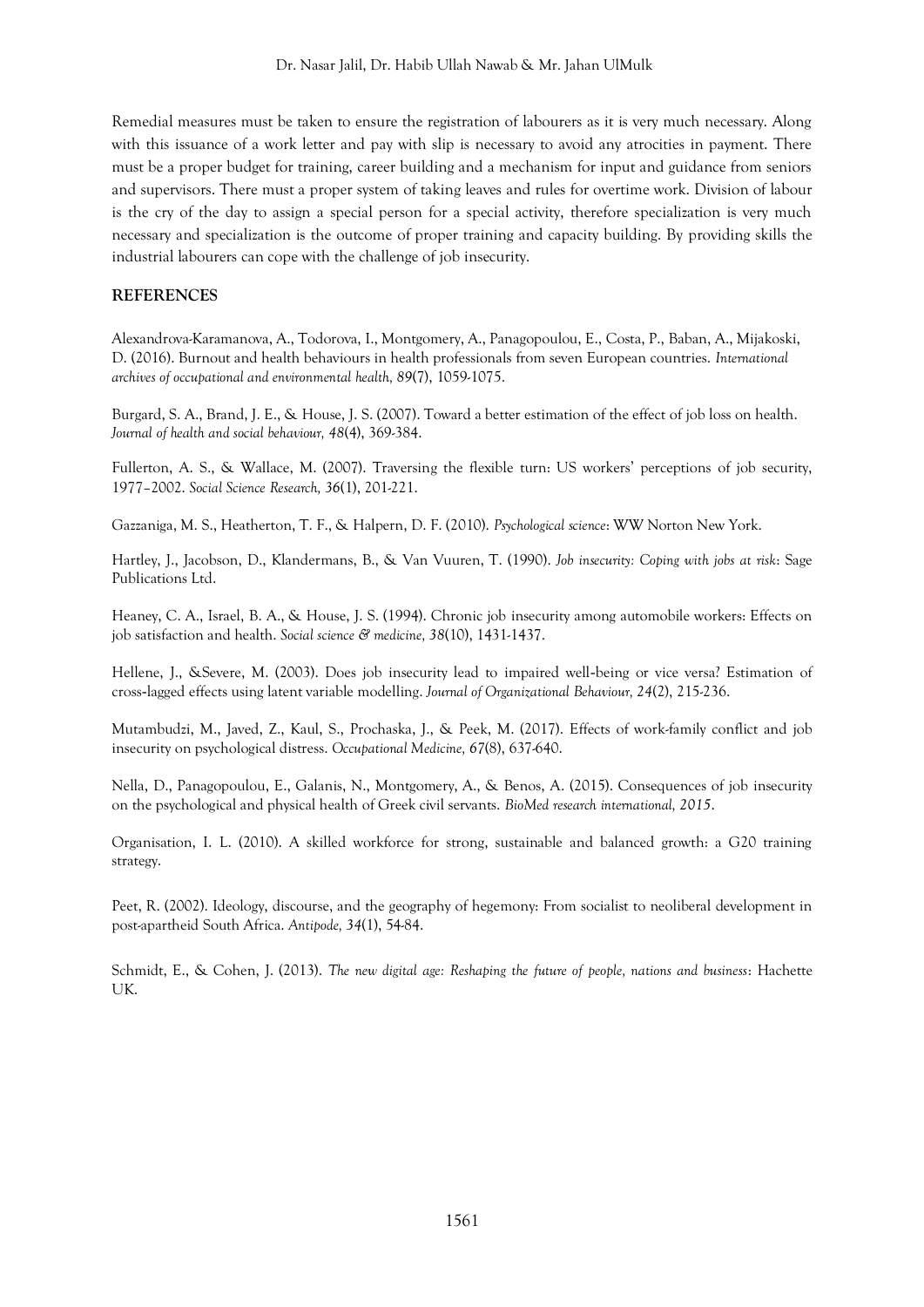Remedial measures must be taken to ensure the registration of labourers as it is very much necessary. Along with this issuance of a work letter and pay with slip is necessary to avoid any atrocities in payment. There must be a proper budget for training, career building and a mechanism for input and guidance from seniors and supervisors. There must a proper system of taking leaves and rules for overtime work. Division of labour is the cry of the day to assign a special person for a special activity, therefore specialization is very much necessary and specialization is the outcome of proper training and capacity building. By providing skills the industrial labourers can cope with the challenge of job insecurity.

## REFERENCES

Alexandrova-Karamanova, A., Todorova, I., Montgomery, A., Panagopoulou, E., Costa, P., Baban, A., Mijakoski, D. (2016). Burnout and health behaviours in health professionals from seven European countries. *International archives of occupational and environmental health, 89*(7), 1059-1075.

Burgard, S. A., Brand, J. E., & House, J. S. (2007). Toward a better estimation of the effect of job loss on health. *Journal of health and social behaviour, 48*(4), 369-384.

Fullerton, A. S., & Wallace, M. (2007). Traversing the flexible turn: US workers' perceptions of job security, 1977–2002. *Social Science Research, 36*(1), 201-221.

Gazzaniga, M. S., Heatherton, T. F., & Halpern, D. F. (2010). *Psychological science*: WW Norton New York.

Hartley, J., Jacobson, D., Klandermans, B., & Van Vuuren, T. (1990). *Job insecurity: Coping with jobs at risk*: Sage Publications Ltd.

Heaney, C. A., Israel, B. A., & House, J. S. (1994). Chronic job insecurity among automobile workers: Effects on job satisfaction and health. *Social science & medicine, 38*(10), 1431-1437.

Hellene, J., &Severe, M. (2003). Does job insecurity lead to impaired well-being or vice versa? Estimation of cross-lagged effects using latent variable modelling. *Journal of Organizational Behaviour, 24*(2), 215-236.

Mutambudzi, M., Javed, Z., Kaul, S., Prochaska, J., & Peek, M. (2017). Effects of work-family conflict and job insecurity on psychological distress. *Occupational Medicine, 67*(8), 637-640.

Nella, D., Panagopoulou, E., Galanis, N., Montgomery, A., & Benos, A. (2015). Consequences of job insecurity on the psychological and physical health of Greek civil servants. *BioMed research international, 2015*.

Organisation, I. L. (2010). A skilled workforce for strong, sustainable and balanced growth: a G20 training strategy.

Peet, R. (2002). Ideology, discourse, and the geography of hegemony: From socialist to neoliberal development in post-apartheid South Africa. *Antipode, 34*(1), 54-84.

Schmidt, E., & Cohen, J. (2013). *The new digital age: Reshaping the future of people, nations and business*: Hachette UK.